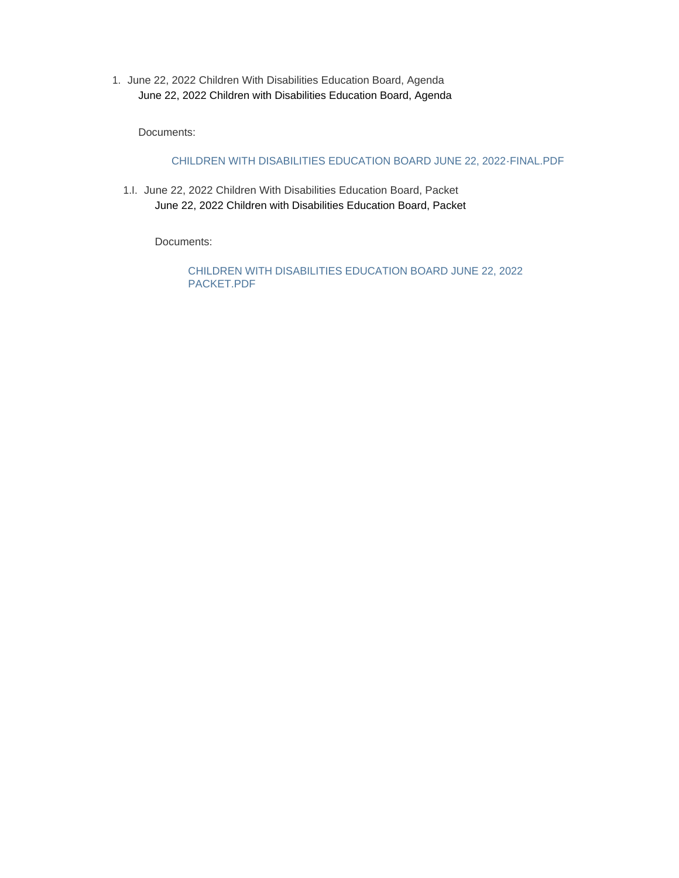1. June 22, 2022 Children With Disabilities Education Board, Agenda

   June 22, 2022 Children with Disabilities Education Board, Agenda

   Documents:

   CHILDREN WITH DISABILITIES EDUCATION BOARD JUNE 22, 2022-FINAL.PDF

   1.I. June 22, 2022 Children With Disabilities Education Board, Packet

   June 22, 2022 Children with Disabilities Education Board, Packet

   Documents:

   CHILDREN WITH DISABILITIES EDUCATION BOARD JUNE 22, 2022 PACKET.PDF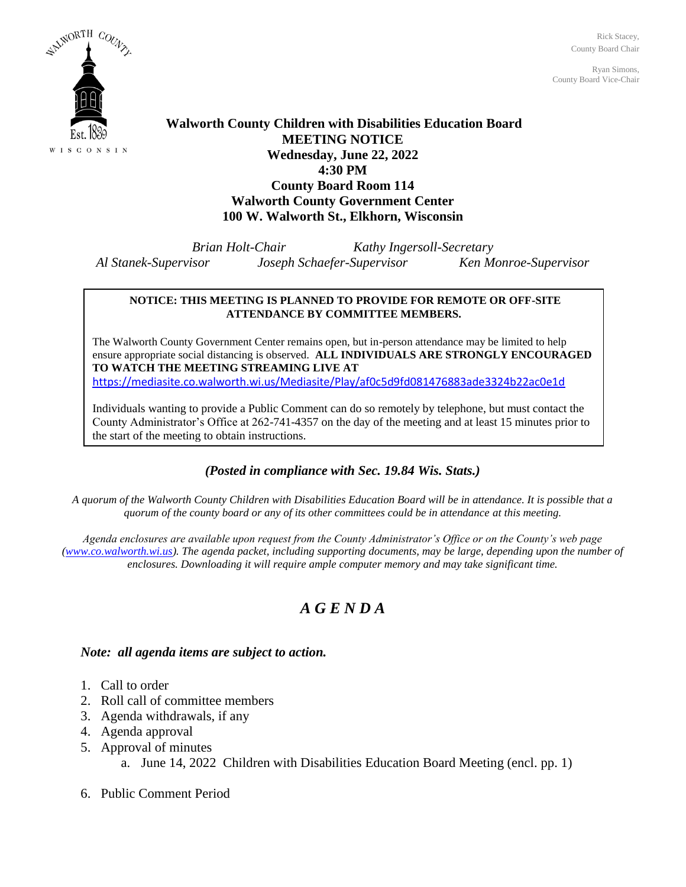Rick Stacey,
County Board Chair

Ryan Simons,
County Board Vice-Chair

**Walworth County Children with Disabilities Education Board**
**MEETING NOTICE**
**Wednesday, June 22, 2022**
**4:30 PM**
**County Board Room 114**
**Walworth County Government Center**
**100 W. Walworth St., Elkhorn, Wisconsin**

*Brian Holt-Chair* *Kathy Ingersoll-Secretary*
*Al Stanek-Supervisor* *Joseph Schaefer-Supervisor* *Ken Monroe-Supervisor*

**NOTICE: THIS MEETING IS PLANNED TO PROVIDE FOR REMOTE OR OFF-SITE ATTENDANCE BY COMMITTEE MEMBERS.**

The Walworth County Government Center remains open, but in-person attendance may be limited to help ensure appropriate social distancing is observed. **ALL INDIVIDUALS ARE STRONGLY ENCOURAGED TO WATCH THE MEETING STREAMING LIVE AT**
https://mediasite.co.walworth.wi.us/Mediasite/Play/af0c5d9fd081476883ade3324b22ac0e1d

Individuals wanting to provide a Public Comment can do so remotely by telephone, but must contact the County Administrator's Office at 262-741-4357 on the day of the meeting and at least 15 minutes prior to the start of the meeting to obtain instructions.

***(Posted in compliance with Sec. 19.84 Wis. Stats.)***

*A quorum of the Walworth County Children with Disabilities Education Board will be in attendance. It is possible that a quorum of the county board or any of its other committees could be in attendance at this meeting.*

*Agenda enclosures are available upon request from the County Administrator's Office or on the County's web page (www.co.walworth.wi.us). The agenda packet, including supporting documents, may be large, depending upon the number of enclosures. Downloading it will require ample computer memory and may take significant time.*

# *A G E N D A*

***Note: all agenda items are subject to action.***

1. Call to order
2. Roll call of committee members
3. Agenda withdrawals, if any
4. Agenda approval
5. Approval of minutes
   a. June 14, 2022 Children with Disabilities Education Board Meeting (encl. pp. 1)
6. Public Comment Period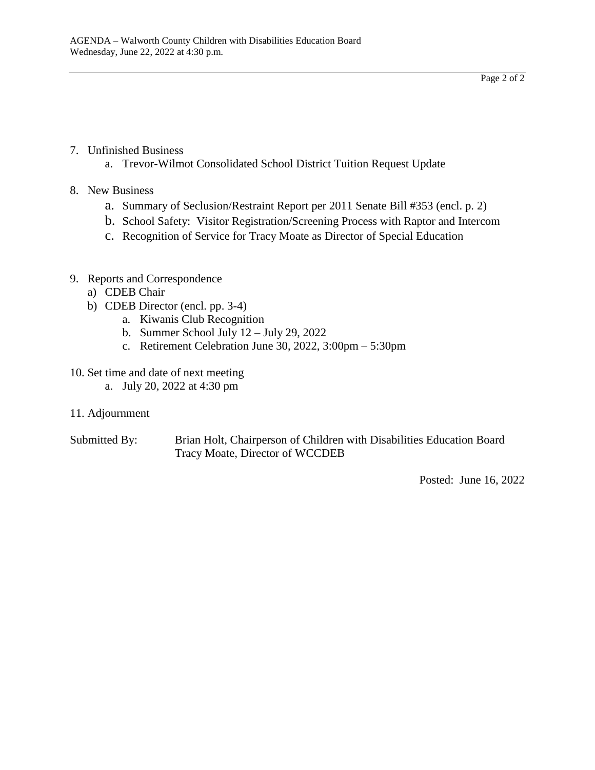7. Unfinished Business
    a. Trevor-Wilmot Consolidated School District Tuition Request Update

8. New Business
    a. Summary of Seclusion/Restraint Report per 2011 Senate Bill #353 (encl. p. 2)
    b. School Safety: Visitor Registration/Screening Process with Raptor and Intercom
    c. Recognition of Service for Tracy Moate as Director of Special Education

9. Reports and Correspondence
    a) CDEB Chair
    b) CDEB Director (encl. pp. 3-4)
        a. Kiwanis Club Recognition
        b. Summer School July 12 – July 29, 2022
        c. Retirement Celebration June 30, 2022, 3:00pm – 5:30pm

10. Set time and date of next meeting
    a. July 20, 2022 at 4:30 pm

11. Adjournment

Submitted By: Brian Holt, Chairperson of Children with Disabilities Education Board
Tracy Moate, Director of WCCDEB

Posted: June 16, 2022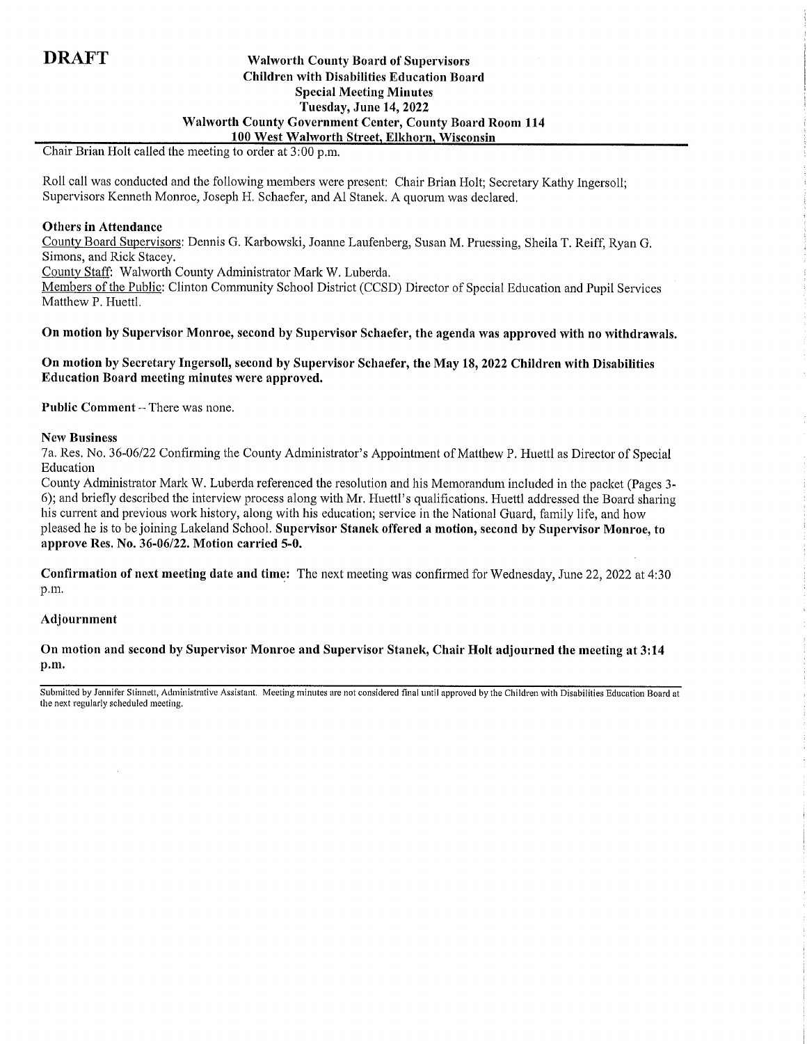**DRAFT**

**Walworth County Board of Supervisors**
**Children with Disabilities Education Board**
**Special Meeting Minutes**
**Tuesday, June 14, 2022**
**Walworth County Government Center, County Board Room 114**
**100 West Walworth Street, Elkhorn, Wisconsin**

Chair Brian Holt called the meeting to order at 3:00 p.m.

Roll call was conducted and the following members were present: Chair Brian Holt; Secretary Kathy Ingersoll; Supervisors Kenneth Monroe, Joseph H. Schaefer, and Al Stanek. A quorum was declared.

**Others in Attendance**

County Board Supervisors: Dennis G. Karbowski, Joanne Laufenberg, Susan M. Pruessing, Sheila T. Reiff, Ryan G. Simons, and Rick Stacey.

County Staff: Walworth County Administrator Mark W. Luberda.

Members of the Public: Clinton Community School District (CCSD) Director of Special Education and Pupil Services Matthew P. Huettl.

**On motion by Supervisor Monroe, second by Supervisor Schaefer, the agenda was approved with no withdrawals.**

**On motion by Secretary Ingersoll, second by Supervisor Schaefer, the May 18, 2022 Children with Disabilities Education Board meeting minutes were approved.**

**Public Comment** – There was none.

**New Business**

7a. Res. No. 36-06/22 Confirming the County Administrator's Appointment of Matthew P. Huettl as Director of Special Education

County Administrator Mark W. Luberda referenced the resolution and his Memorandum included in the packet (Pages 3-6); and briefly described the interview process along with Mr. Huettl's qualifications. Huettl addressed the Board sharing his current and previous work history, along with his education; service in the National Guard, family life, and how pleased he is to be joining Lakeland School. **Supervisor Stanek offered a motion, second by Supervisor Monroe, to approve Res. No. 36-06/22. Motion carried 5-0.**

**Confirmation of next meeting date and time:** The next meeting was confirmed for Wednesday, June 22, 2022 at 4:30 p.m.

**Adjournment**

**On motion and second by Supervisor Monroe and Supervisor Stanek, Chair Holt adjourned the meeting at 3:14 p.m.**

Submitted by Jennifer Stinnett, Administrative Assistant. Meeting minutes are not considered final until approved by the Children with Disabilities Education Board at the next regularly scheduled meeting.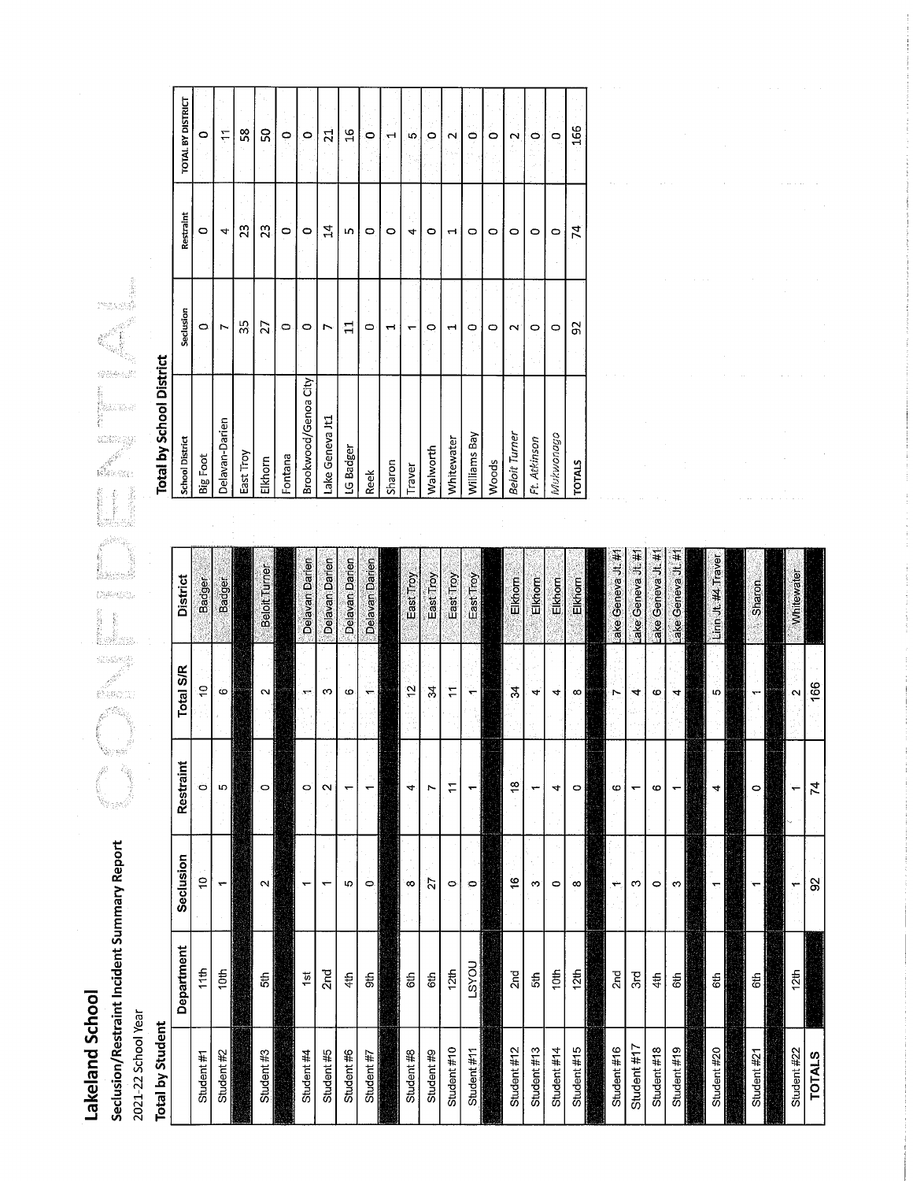# Lakeland School

## Seclusion/Restraint Incident Summary Report

2021-22 School Year

CONFIDENTIAL

### Total by Student

| | Department | Seclusion | Restraint | Total S/R | District |
|---|---|---|---|---|---|
| Student #1 | 11th | 10 | 0 | 10 | Badger |
| Student #2 | 10th | 1 | 5 | 6 | Badger |
| | | | | | |
| Student #3 | 5th | 2 | 0 | 2 | Beloit Turner |
| | | | | | |
| Student #4 | 1st | 1 | 0 | 1 | Delavan Darien |
| Student #5 | 2nd | 1 | 2 | 3 | Delavan Darien |
| Student #6 | 4th | 5 | 1 | 6 | Delavan Darien |
| Student #7 | 9th | 0 | 1 | 1 | Delavan Darien |
| | | | | | |
| Student #8 | 6th | 8 | 4 | 12 | East Troy |
| Student #9 | 6th | 27 | 7 | 34 | East Troy |
| Student #10 | 12th | 0 | 11 | 11 | East Troy |
| Student #11 | LSYOU | 0 | 1 | 1 | East Troy |
| | | | | | |
| Student #12 | 2nd | 16 | 18 | 34 | Elkhorn |
| Student #13 | 5th | 3 | 1 | 4 | Elkhorn |
| Student #14 | 10th | 0 | 4 | 4 | Elkhorn |
| Student #15 | 12th | 8 | 0 | 8 | Elkhorn |
| | | | | | |
| Student #16 | 2nd | 1 | 6 | 7 | Lake Geneva Jt. #1 |
| Student #17 | 3rd | 3 | 1 | 4 | Lake Geneva Jt. #1 |
| Student #18 | 4th | 0 | 6 | 6 | Lake Geneva Jt. #1 |
| Student #19 | 6th | 3 | 1 | 4 | Lake Geneva Jt. #1 |
| | | | | | |
| Student #20 | 6th | 1 | 4 | 5 | Linn Jt. #4 Traver |
| | | | | | |
| Student #21 | 6th | 1 | 0 | 1 | Sharon |
| | | | | | |
| Student #22 | 12th | 1 | 1 | 2 | Whitewater |
| **TOTALS** | | 92 | 74 | 166 | |

### Total by School District

| School District | Seclusion | Restraint | TOTAL BY DISTRICT |
|---|---|---|---|
| Big Foot | 0 | 0 | 0 |
| Delavan-Darien | 7 | 4 | 11 |
| East Troy | 35 | 23 | 58 |
| Elkhorn | 27 | 23 | 50 |
| Fontana | 0 | 0 | 0 |
| Brookwood/Genoa City | 0 | 0 | 0 |
| Lake Geneva Jt1 | 7 | 14 | 21 |
| LG Badger | 11 | 5 | 16 |
| Reek | 0 | 0 | 0 |
| Sharon | 1 | 0 | 1 |
| Traver | 1 | 4 | 5 |
| Walworth | 0 | 0 | 0 |
| Whitewater | 1 | 1 | 2 |
| Williams Bay | 0 | 0 | 0 |
| Woods | 0 | 0 | 0 |
| *Beloit Turner* | 2 | 0 | 2 |
| *Ft. Atkinson* | 0 | 0 | 0 |
| *Mukwonago* | 0 | 0 | 0 |
| **TOTALS** | 92 | 74 | 166 |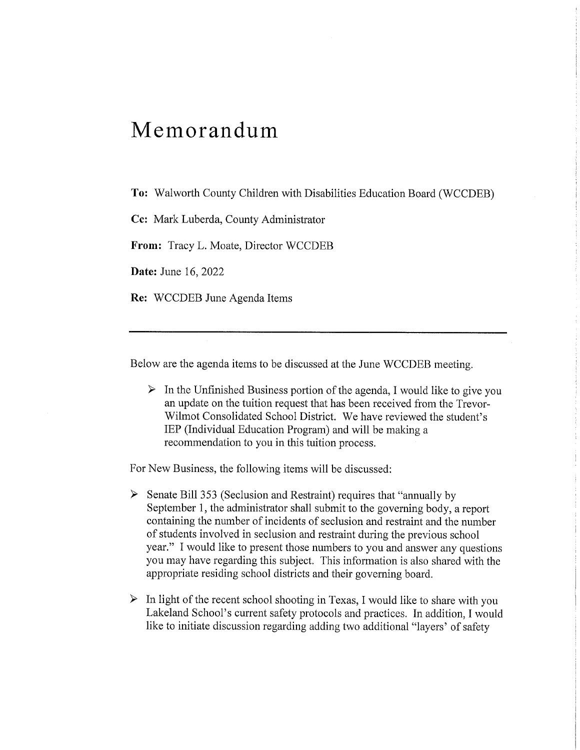# Memorandum

**To:** Walworth County Children with Disabilities Education Board (WCCDEB)

**Cc:** Mark Luberda, County Administrator

**From:** Tracy L. Moate, Director WCCDEB

**Date:** June 16, 2022

**Re:** WCCDEB June Agenda Items

---

Below are the agenda items to be discussed at the June WCCDEB meeting.

- In the Unfinished Business portion of the agenda, I would like to give you an update on the tuition request that has been received from the Trevor-Wilmot Consolidated School District. We have reviewed the student's IEP (Individual Education Program) and will be making a recommendation to you in this tuition process.

For New Business, the following items will be discussed:

- Senate Bill 353 (Seclusion and Restraint) requires that "annually by September 1, the administrator shall submit to the governing body, a report containing the number of incidents of seclusion and restraint and the number of students involved in seclusion and restraint during the previous school year." I would like to present those numbers to you and answer any questions you may have regarding this subject. This information is also shared with the appropriate residing school districts and their governing board.

- In light of the recent school shooting in Texas, I would like to share with you Lakeland School's current safety protocols and practices. In addition, I would like to initiate discussion regarding adding two additional "layers' of safety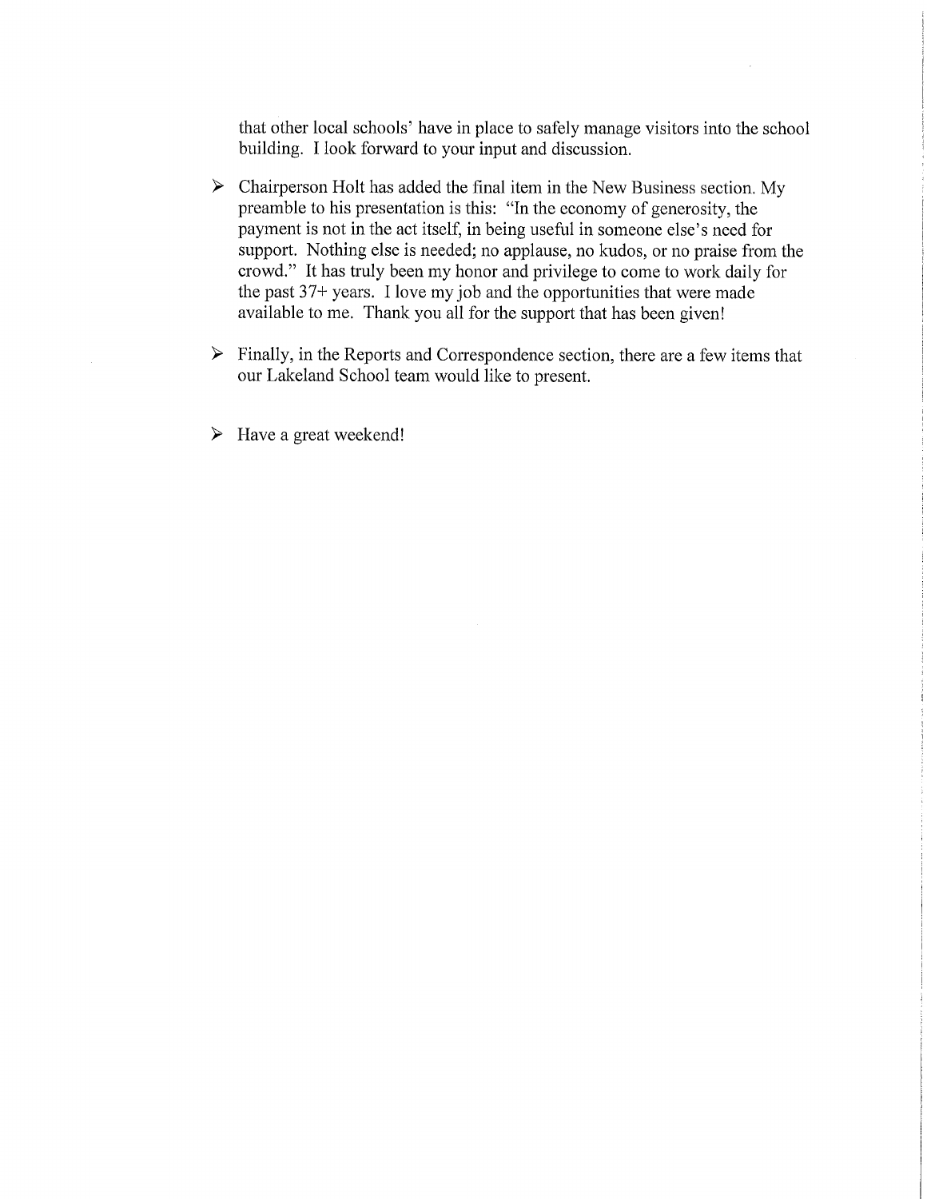that other local schools' have in place to safely manage visitors into the school building. I look forward to your input and discussion.

- Chairperson Holt has added the final item in the New Business section. My preamble to his presentation is this: "In the economy of generosity, the payment is not in the act itself, in being useful in someone else's need for support. Nothing else is needed; no applause, no kudos, or no praise from the crowd." It has truly been my honor and privilege to come to work daily for the past 37+ years. I love my job and the opportunities that were made available to me. Thank you all for the support that has been given!

- Finally, in the Reports and Correspondence section, there are a few items that our Lakeland School team would like to present.

- Have a great weekend!